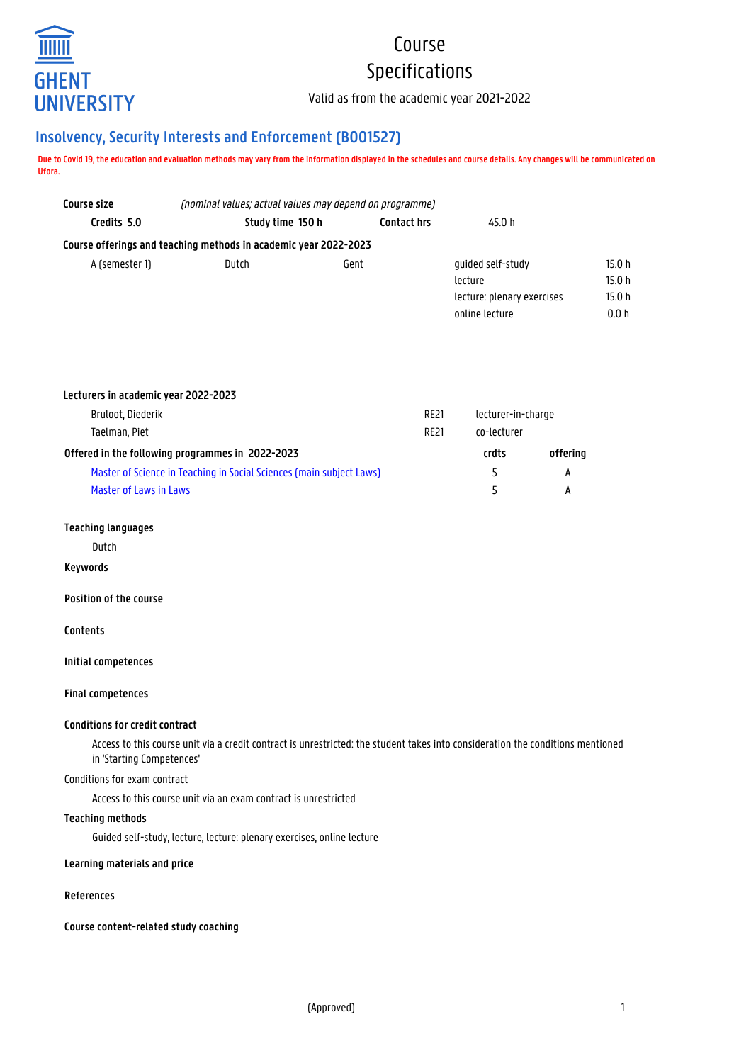GHENT UNIVERSITY

# Course Specifications

Valid as from the academic year 2021-2022

## Insolvency, Security Interests and Enforcement (B001527)

**Due to Covid 19, the education and evaluation methods may vary from the information displayed in the schedules and course details. Any changes will be communicated on Ufora.**

**Course size** *(nominal values; actual values may depend on programme)*

| **Credits 5.0** | **Study time 150 h** | **Contact hrs** | 45.0 h |
|---|---|---|---|

**Course offerings and teaching methods in academic year 2022-2023**

| | | | | |
|---|---|---|---|---|
| A (semester 1) | Dutch | Gent | guided self-study | 15.0 h |
| | | | lecture | 15.0 h |
| | | | lecture: plenary exercises | 15.0 h |
| | | | online lecture | 0.0 h |

**Lecturers in academic year 2022-2023**

| | | |
|---|---|---|
| Bruloot, Diederik | RE21 | lecturer-in-charge |
| Taelman, Piet | RE21 | co-lecturer |

**Offered in the following programmes in 2022-2023**

| | crdts | offering |
|---|---|---|
| Master of Science in Teaching in Social Sciences (main subject Laws) | 5 | A |
| Master of Laws in Laws | 5 | A |

**Teaching languages**

Dutch

**Keywords**

**Position of the course**

**Contents**

**Initial competences**

**Final competences**

**Conditions for credit contract**

Access to this course unit via a credit contract is unrestricted: the student takes into consideration the conditions mentioned in 'Starting Competences'

Conditions for exam contract

Access to this course unit via an exam contract is unrestricted

**Teaching methods**

Guided self-study, lecture, lecture: plenary exercises, online lecture

**Learning materials and price**

**References**

**Course content-related study coaching**

(Approved)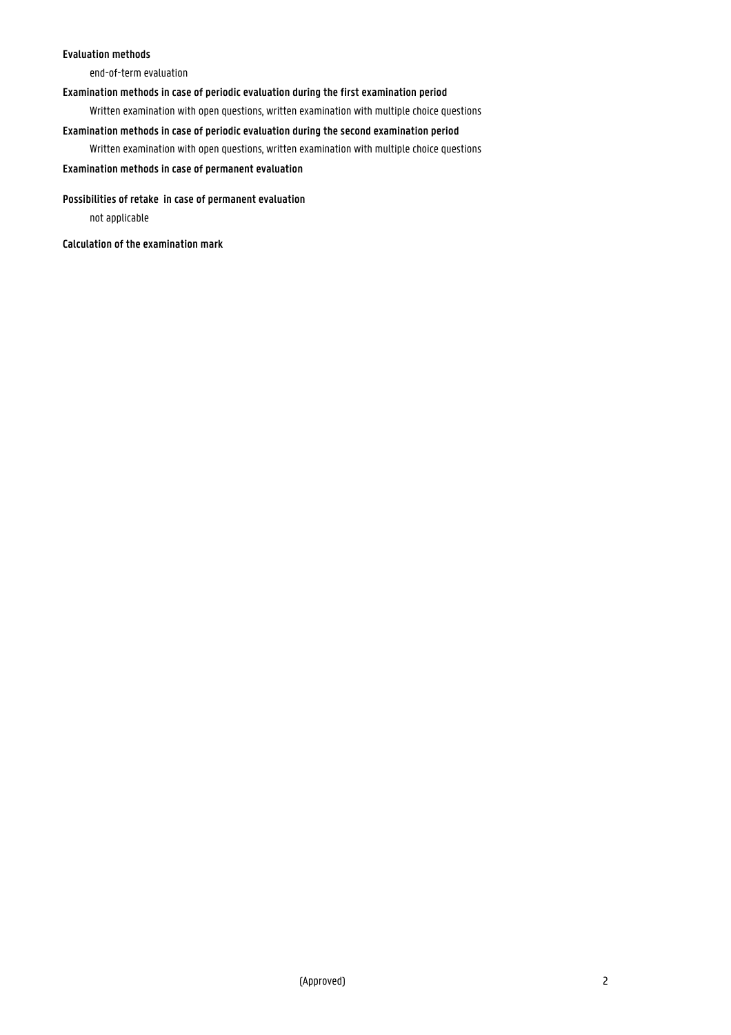**Evaluation methods**

end-of-term evaluation

**Examination methods in case of periodic evaluation during the first examination period**

Written examination with open questions, written examination with multiple choice questions

**Examination methods in case of periodic evaluation during the second examination period**

Written examination with open questions, written examination with multiple choice questions

**Examination methods in case of permanent evaluation**

**Possibilities of retake in case of permanent evaluation**

not applicable

**Calculation of the examination mark**

(Approved)